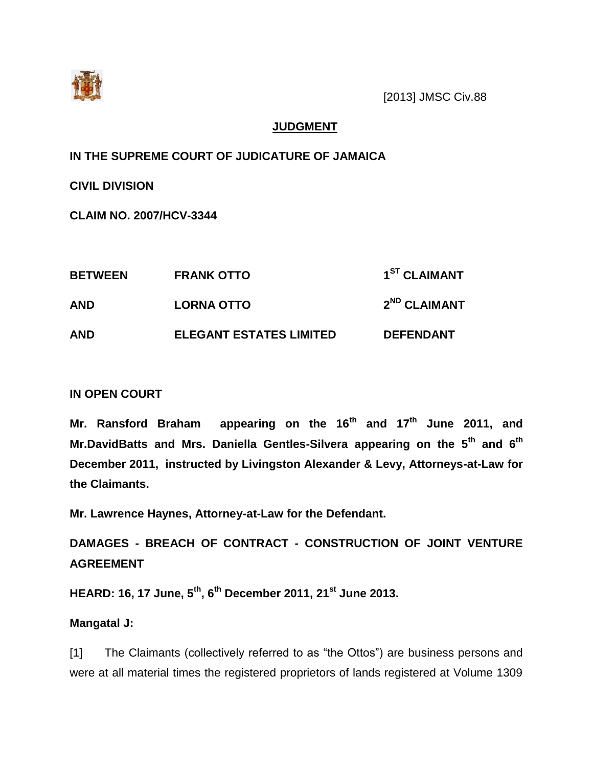[2013] JMSC Civ.88

**JUDGMENT**

**IN THE SUPREME COURT OF JUDICATURE OF JAMAICA**

**CIVIL DIVISION**

**CLAIM NO. 2007/HCV-3344**

| | | |
|---|---|---|
| **BETWEEN** | **FRANK OTTO** | **1ST CLAIMANT** |
| **AND** | **LORNA OTTO** | **2ND CLAIMANT** |
| **AND** | **ELEGANT ESTATES LIMITED** | **DEFENDANT** |

**IN OPEN COURT**

**Mr. Ransford Braham appearing on the 16th and 17th June 2011, and Mr.DavidBatts and Mrs. Daniella Gentles-Silvera appearing on the 5th and 6th December 2011, instructed by Livingston Alexander & Levy, Attorneys-at-Law for the Claimants.**

**Mr. Lawrence Haynes, Attorney-at-Law for the Defendant.**

**DAMAGES - BREACH OF CONTRACT - CONSTRUCTION OF JOINT VENTURE AGREEMENT**

**HEARD: 16, 17 June, 5th, 6th December 2011, 21st June 2013.**

**Mangatal J:**

[1] The Claimants (collectively referred to as "the Ottos") are business persons and were at all material times the registered proprietors of lands registered at Volume 1309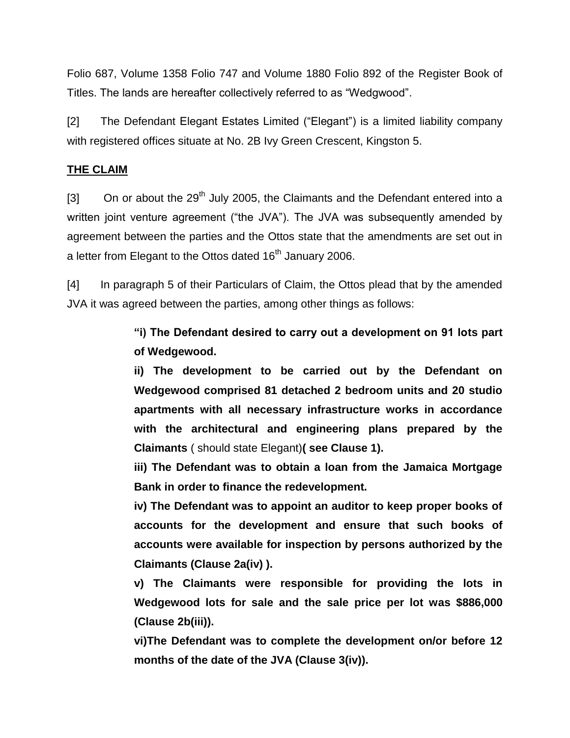Folio 687, Volume 1358 Folio 747 and Volume 1880 Folio 892 of the Register Book of Titles. The lands are hereafter collectively referred to as "Wedgwood".

[2] The Defendant Elegant Estates Limited ("Elegant") is a limited liability company with registered offices situate at No. 2B Ivy Green Crescent, Kingston 5.

**THE CLAIM**

[3] On or about the 29th July 2005, the Claimants and the Defendant entered into a written joint venture agreement ("the JVA"). The JVA was subsequently amended by agreement between the parties and the Ottos state that the amendments are set out in a letter from Elegant to the Ottos dated 16th January 2006.

[4] In paragraph 5 of their Particulars of Claim, the Ottos plead that by the amended JVA it was agreed between the parties, among other things as follows:

> **"i) The Defendant desired to carry out a development on 91 lots part of Wedgewood.**
>
> **ii) The development to be carried out by the Defendant on Wedgewood comprised 81 detached 2 bedroom units and 20 studio apartments with all necessary infrastructure works in accordance with the architectural and engineering plans prepared by the Claimants** ( should state Elegant)**( see Clause 1).**
>
> **iii) The Defendant was to obtain a loan from the Jamaica Mortgage Bank in order to finance the redevelopment.**
>
> **iv) The Defendant was to appoint an auditor to keep proper books of accounts for the development and ensure that such books of accounts were available for inspection by persons authorized by the Claimants (Clause 2a(iv) ).**
>
> **v) The Claimants were responsible for providing the lots in Wedgewood lots for sale and the sale price per lot was $886,000 (Clause 2b(iii)).**
>
> **vi)The Defendant was to complete the development on/or before 12 months of the date of the JVA (Clause 3(iv)).**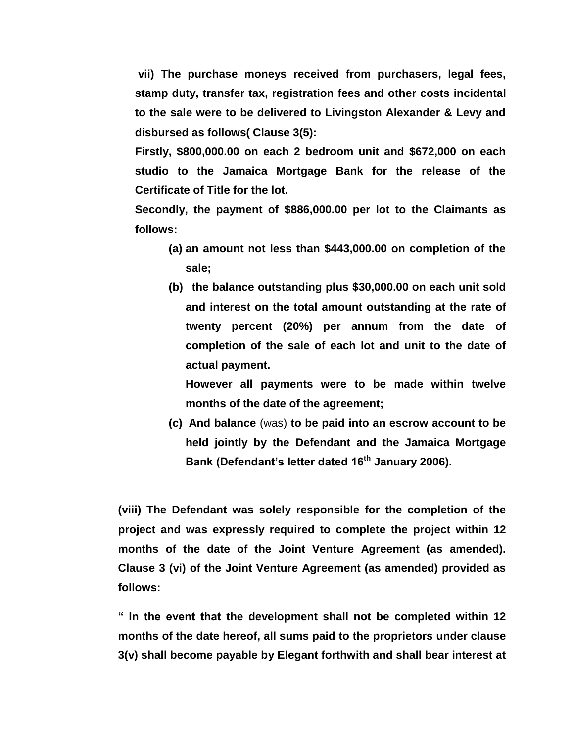**vii) The purchase moneys received from purchasers, legal fees, stamp duty, transfer tax, registration fees and other costs incidental to the sale were to be delivered to Livingston Alexander & Levy and disbursed as follows( Clause 3(5):**

**Firstly, $800,000.00 on each 2 bedroom unit and $672,000 on each studio to the Jamaica Mortgage Bank for the release of the Certificate of Title for the lot.**

**Secondly, the payment of $886,000.00 per lot to the Claimants as follows:**

**(a) an amount not less than $443,000.00 on completion of the sale;**

**(b) the balance outstanding plus $30,000.00 on each unit sold and interest on the total amount outstanding at the rate of twenty percent (20%) per annum from the date of completion of the sale of each lot and unit to the date of actual payment.**

**However all payments were to be made within twelve months of the date of the agreement;**

**(c) And balance** (was) **to be paid into an escrow account to be held jointly by the Defendant and the Jamaica Mortgage Bank (Defendant's letter dated 16th January 2006).**

**(viii) The Defendant was solely responsible for the completion of the project and was expressly required to complete the project within 12 months of the date of the Joint Venture Agreement (as amended). Clause 3 (vi) of the Joint Venture Agreement (as amended) provided as follows:**

**" In the event that the development shall not be completed within 12 months of the date hereof, all sums paid to the proprietors under clause 3(v) shall become payable by Elegant forthwith and shall bear interest at**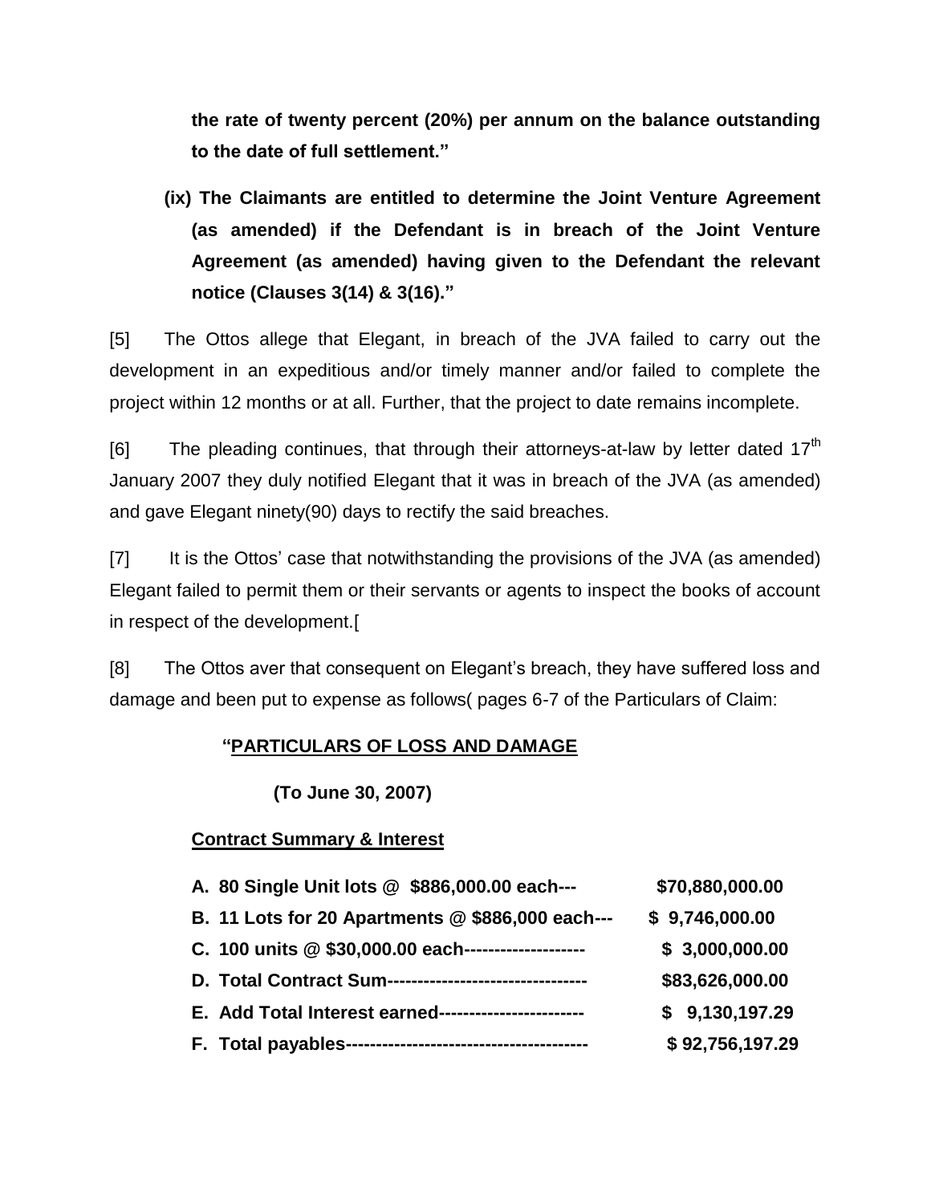**the rate of twenty percent (20%) per annum on the balance outstanding to the date of full settlement."**

**(ix) The Claimants are entitled to determine the Joint Venture Agreement (as amended) if the Defendant is in breach of the Joint Venture Agreement (as amended) having given to the Defendant the relevant notice (Clauses 3(14) & 3(16)."**

[5] The Ottos allege that Elegant, in breach of the JVA failed to carry out the development in an expeditious and/or timely manner and/or failed to complete the project within 12 months or at all. Further, that the project to date remains incomplete.

[6] The pleading continues, that through their attorneys-at-law by letter dated 17th January 2007 they duly notified Elegant that it was in breach of the JVA (as amended) and gave Elegant ninety(90) days to rectify the said breaches.

[7] It is the Ottos' case that notwithstanding the provisions of the JVA (as amended) Elegant failed to permit them or their servants or agents to inspect the books of account in respect of the development.[

[8] The Ottos aver that consequent on Elegant's breach, they have suffered loss and damage and been put to expense as follows( pages 6-7 of the Particulars of Claim:

**"<u>PARTICULARS OF LOSS AND DAMAGE</u>**

**(To June 30, 2007)**

**<u>Contract Summary & Interest</u>**

| | |
|---|---|
| **A. 80 Single Unit lots @ $886,000.00 each---** | **$70,880,000.00** |
| **B. 11 Lots for 20 Apartments @ $886,000 each---** | **$ 9,746,000.00** |
| **C. 100 units @ $30,000.00 each--------------------** | **$ 3,000,000.00** |
| **D. Total Contract Sum---------------------------------** | **$83,626,000.00** |
| **E. Add Total Interest earned------------------------** | **$ 9,130,197.29** |
| **F. Total payables----------------------------------------** | **$ 92,756,197.29** |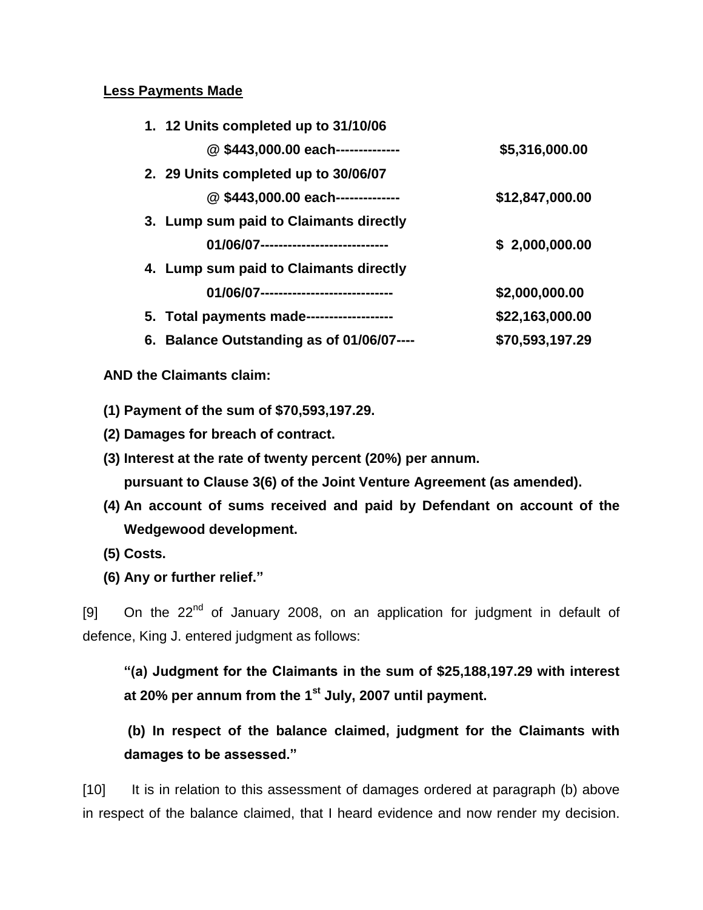**Less Payments Made**

1. **12 Units completed up to 31/10/06**
   **@ $443,000.00 each-------------- $5,316,000.00**
2. **29 Units completed up to 30/06/07**
   **@ $443,000.00 each-------------- $12,847,000.00**
3. **Lump sum paid to Claimants directly**
   **01/06/07--------------------------- $ 2,000,000.00**
4. **Lump sum paid to Claimants directly**
   **01/06/07---------------------------- $2,000,000.00**
5. **Total payments made------------------ $22,163,000.00**
6. **Balance Outstanding as of 01/06/07---- $70,593,197.29**

**AND the Claimants claim:**

**(1) Payment of the sum of $70,593,197.29.**

**(2) Damages for breach of contract.**

**(3) Interest at the rate of twenty percent (20%) per annum. pursuant to Clause 3(6) of the Joint Venture Agreement (as amended).**

**(4) An account of sums received and paid by Defendant on account of the Wedgewood development.**

**(5) Costs.**

**(6) Any or further relief."**

[9] On the 22nd of January 2008, on an application for judgment in default of defence, King J. entered judgment as follows:

> **"(a) Judgment for the Claimants in the sum of $25,188,197.29 with interest at 20% per annum from the 1st July, 2007 until payment.**
>
> **(b) In respect of the balance claimed, judgment for the Claimants with damages to be assessed."**

[10] It is in relation to this assessment of damages ordered at paragraph (b) above in respect of the balance claimed, that I heard evidence and now render my decision.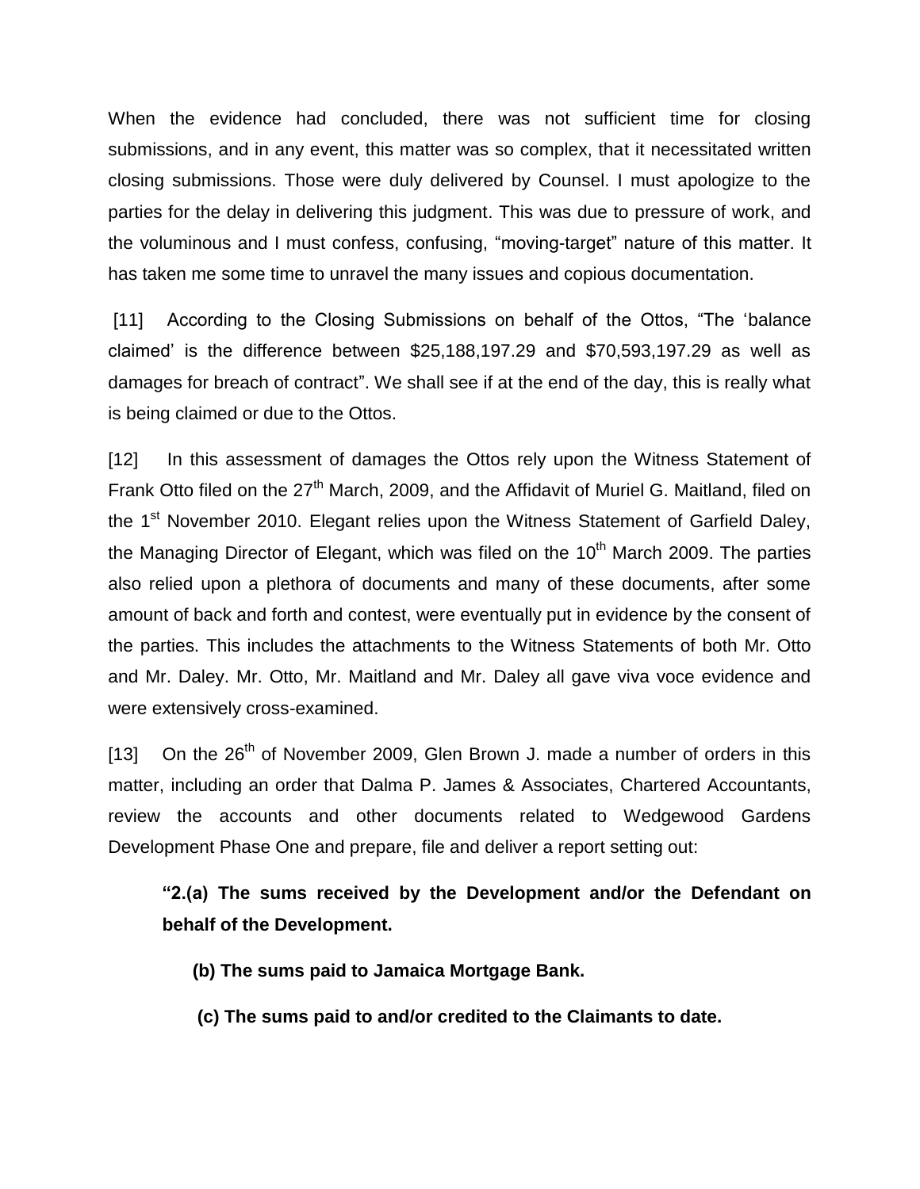When the evidence had concluded, there was not sufficient time for closing submissions, and in any event, this matter was so complex, that it necessitated written closing submissions. Those were duly delivered by Counsel. I must apologize to the parties for the delay in delivering this judgment. This was due to pressure of work, and the voluminous and I must confess, confusing, "moving-target" nature of this matter. It has taken me some time to unravel the many issues and copious documentation.

[11] According to the Closing Submissions on behalf of the Ottos, "The 'balance claimed' is the difference between $25,188,197.29 and $70,593,197.29 as well as damages for breach of contract". We shall see if at the end of the day, this is really what is being claimed or due to the Ottos.

[12] In this assessment of damages the Ottos rely upon the Witness Statement of Frank Otto filed on the 27th March, 2009, and the Affidavit of Muriel G. Maitland, filed on the 1st November 2010. Elegant relies upon the Witness Statement of Garfield Daley, the Managing Director of Elegant, which was filed on the 10th March 2009. The parties also relied upon a plethora of documents and many of these documents, after some amount of back and forth and contest, were eventually put in evidence by the consent of the parties. This includes the attachments to the Witness Statements of both Mr. Otto and Mr. Daley. Mr. Otto, Mr. Maitland and Mr. Daley all gave viva voce evidence and were extensively cross-examined.

[13] On the 26th of November 2009, Glen Brown J. made a number of orders in this matter, including an order that Dalma P. James & Associates, Chartered Accountants, review the accounts and other documents related to Wedgewood Gardens Development Phase One and prepare, file and deliver a report setting out:

> **"2.(a) The sums received by the Development and/or the Defendant on behalf of the Development.**
>
> **(b) The sums paid to Jamaica Mortgage Bank.**
>
> **(c) The sums paid to and/or credited to the Claimants to date.**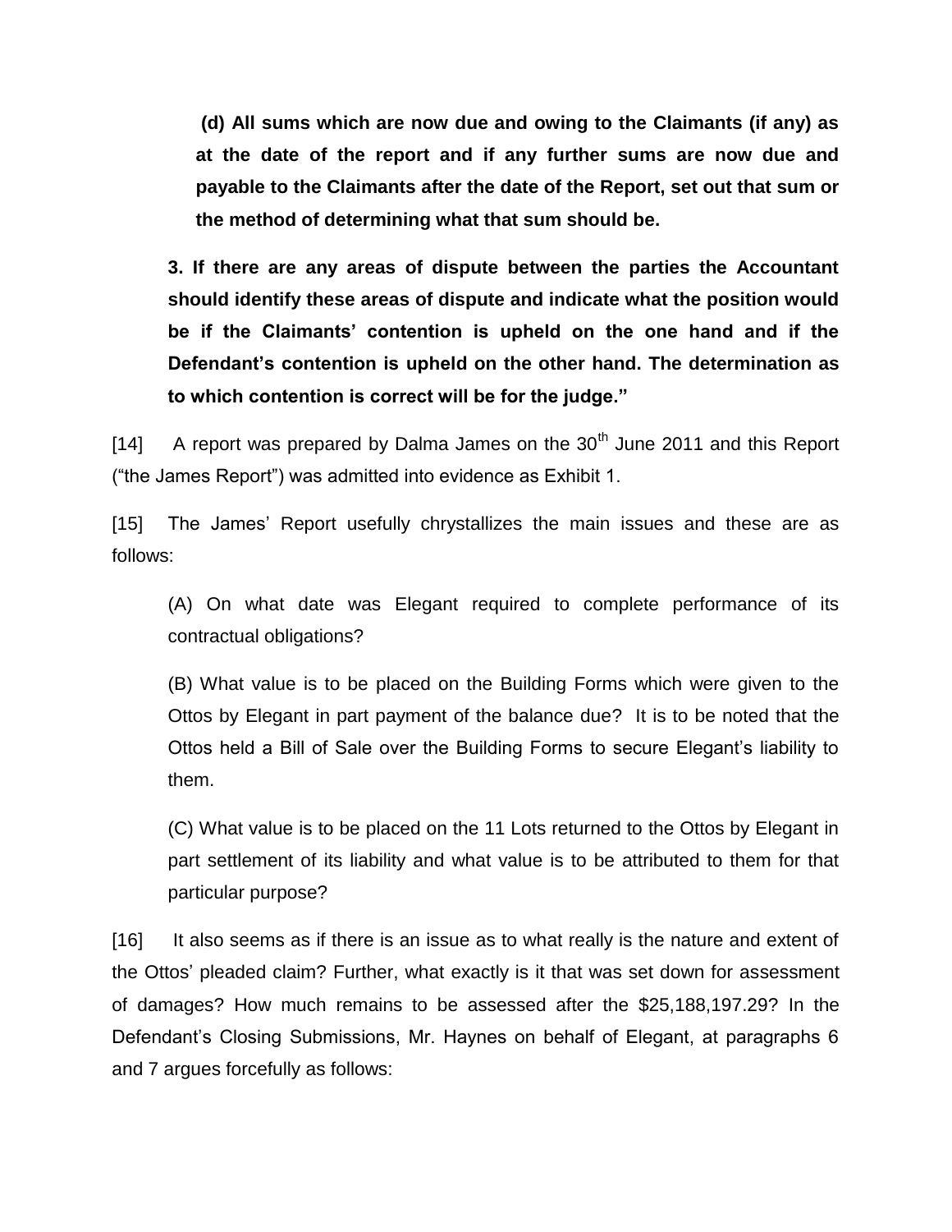**(d) All sums which are now due and owing to the Claimants (if any) as at the date of the report and if any further sums are now due and payable to the Claimants after the date of the Report, set out that sum or the method of determining what that sum should be.**

**3. If there are any areas of dispute between the parties the Accountant should identify these areas of dispute and indicate what the position would be if the Claimants' contention is upheld on the one hand and if the Defendant's contention is upheld on the other hand. The determination as to which contention is correct will be for the judge."**

[14] A report was prepared by Dalma James on the 30th June 2011 and this Report ("the James Report") was admitted into evidence as Exhibit 1.

[15] The James' Report usefully chrystallizes the main issues and these are as follows:

(A) On what date was Elegant required to complete performance of its contractual obligations?

(B) What value is to be placed on the Building Forms which were given to the Ottos by Elegant in part payment of the balance due? It is to be noted that the Ottos held a Bill of Sale over the Building Forms to secure Elegant's liability to them.

(C) What value is to be placed on the 11 Lots returned to the Ottos by Elegant in part settlement of its liability and what value is to be attributed to them for that particular purpose?

[16] It also seems as if there is an issue as to what really is the nature and extent of the Ottos' pleaded claim? Further, what exactly is it that was set down for assessment of damages? How much remains to be assessed after the $25,188,197.29? In the Defendant's Closing Submissions, Mr. Haynes on behalf of Elegant, at paragraphs 6 and 7 argues forcefully as follows: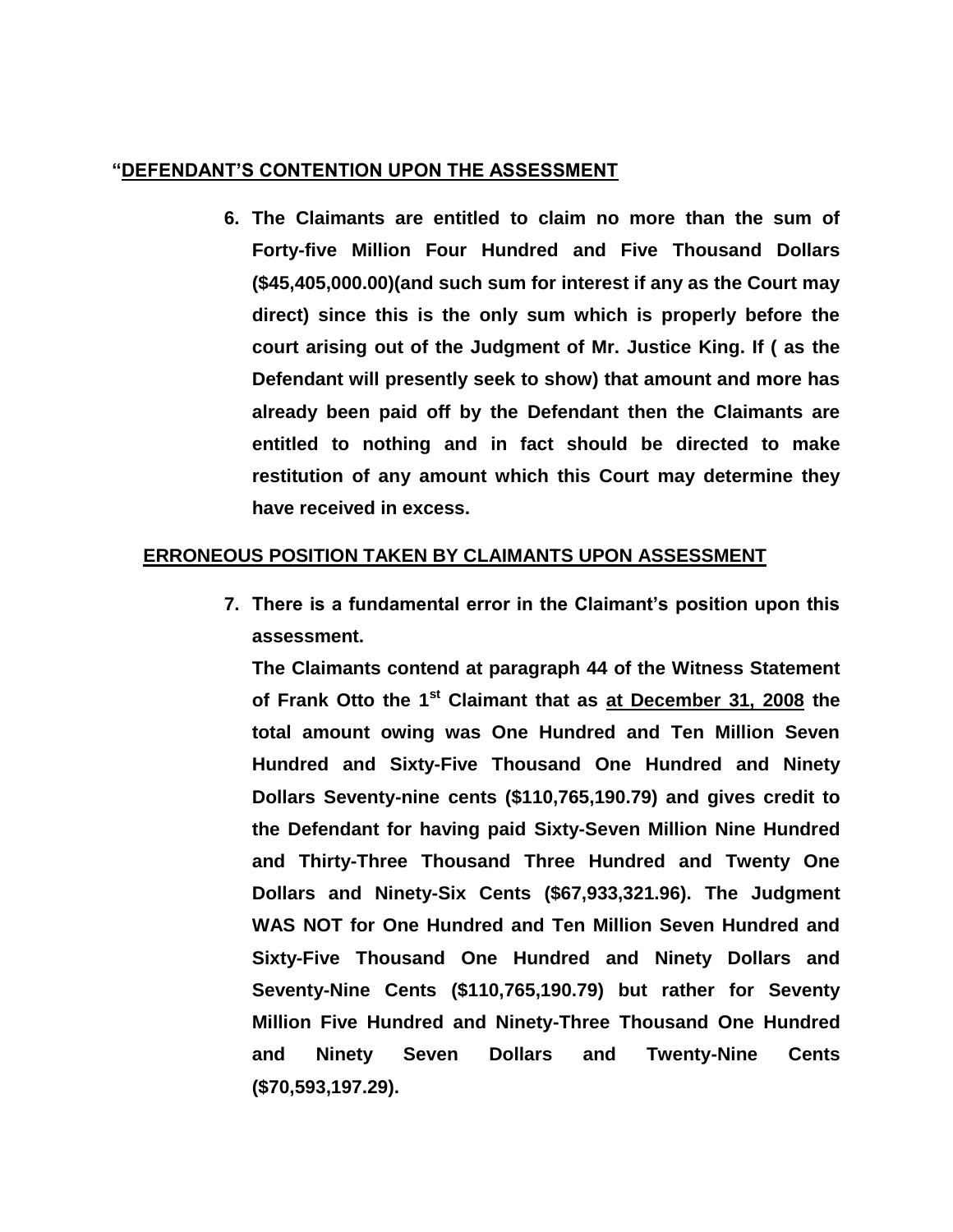**"DEFENDANT'S CONTENTION UPON THE ASSESSMENT**

6. **The Claimants are entitled to claim no more than the sum of Forty-five Million Four Hundred and Five Thousand Dollars ($45,405,000.00)(and such sum for interest if any as the Court may direct) since this is the only sum which is properly before the court arising out of the Judgment of Mr. Justice King. If ( as the Defendant will presently seek to show) that amount and more has already been paid off by the Defendant then the Claimants are entitled to nothing and in fact should be directed to make restitution of any amount which this Court may determine they have received in excess.**

**ERRONEOUS POSITION TAKEN BY CLAIMANTS UPON ASSESSMENT**

7. **There is a fundamental error in the Claimant's position upon this assessment.**

   **The Claimants contend at paragraph 44 of the Witness Statement of Frank Otto the 1st Claimant that as at December 31, 2008 the total amount owing was One Hundred and Ten Million Seven Hundred and Sixty-Five Thousand One Hundred and Ninety Dollars Seventy-nine cents ($110,765,190.79) and gives credit to the Defendant for having paid Sixty-Seven Million Nine Hundred and Thirty-Three Thousand Three Hundred and Twenty One Dollars and Ninety-Six Cents ($67,933,321.96). The Judgment WAS NOT for One Hundred and Ten Million Seven Hundred and Sixty-Five Thousand One Hundred and Ninety Dollars and Seventy-Nine Cents ($110,765,190.79) but rather for Seventy Million Five Hundred and Ninety-Three Thousand One Hundred and Ninety Seven Dollars and Twenty-Nine Cents ($70,593,197.29).**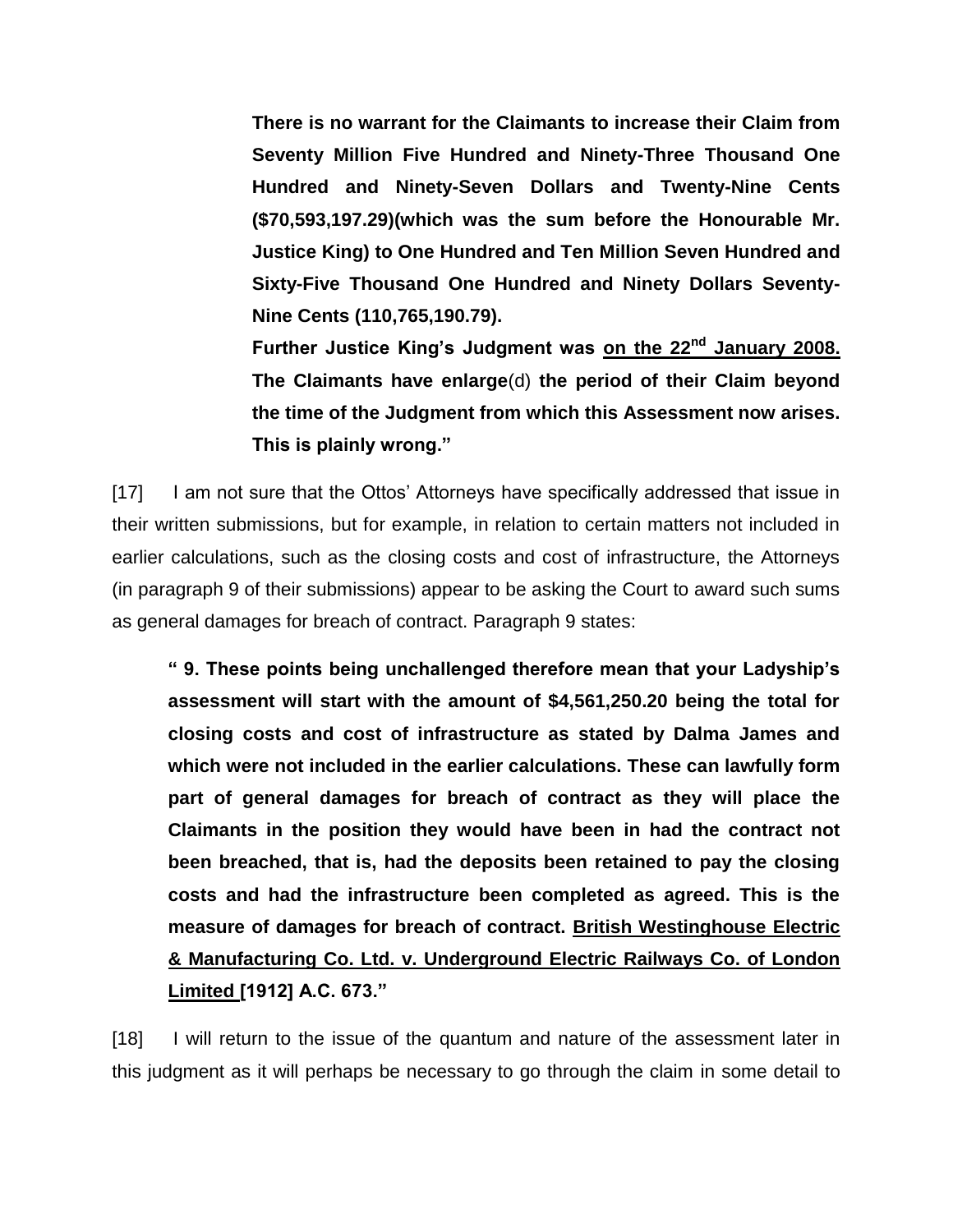> **There is no warrant for the Claimants to increase their Claim from Seventy Million Five Hundred and Ninety-Three Thousand One Hundred and Ninety-Seven Dollars and Twenty-Nine Cents ($70,593,197.29)(which was the sum before the Honourable Mr. Justice King) to One Hundred and Ten Million Seven Hundred and Sixty-Five Thousand One Hundred and Ninety Dollars Seventy-Nine Cents (110,765,190.79).**
>
> **Further Justice King's Judgment was <u>on the 22nd January 2008.</u> The Claimants have enlarge**(d) **the period of their Claim beyond the time of the Judgment from which this Assessment now arises. This is plainly wrong."**

[17] I am not sure that the Ottos' Attorneys have specifically addressed that issue in their written submissions, but for example, in relation to certain matters not included in earlier calculations, such as the closing costs and cost of infrastructure, the Attorneys (in paragraph 9 of their submissions) appear to be asking the Court to award such sums as general damages for breach of contract. Paragraph 9 states:

> **" 9. These points being unchallenged therefore mean that your Ladyship's assessment will start with the amount of $4,561,250.20 being the total for closing costs and cost of infrastructure as stated by Dalma James and which were not included in the earlier calculations. These can lawfully form part of general damages for breach of contract as they will place the Claimants in the position they would have been in had the contract not been breached, that is, had the deposits been retained to pay the closing costs and had the infrastructure been completed as agreed. This is the measure of damages for breach of contract. <u>British Westinghouse Electric & Manufacturing Co. Ltd. v. Underground Electric Railways Co. of London Limited</u> [1912] A.C. 673."**

[18] I will return to the issue of the quantum and nature of the assessment later in this judgment as it will perhaps be necessary to go through the claim in some detail to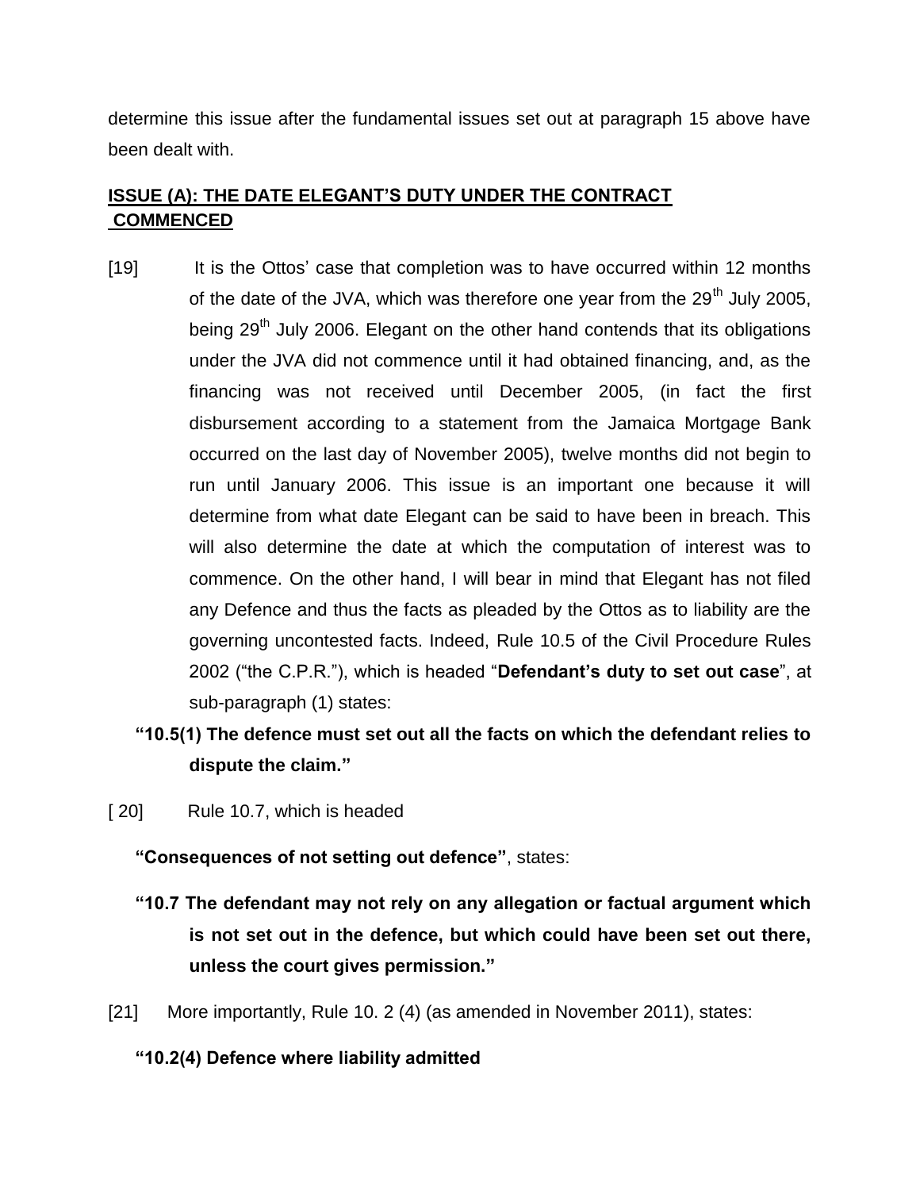determine this issue after the fundamental issues set out at paragraph 15 above have been dealt with.

## ISSUE (A): THE DATE ELEGANT'S DUTY UNDER THE CONTRACT COMMENCED

[19] It is the Ottos' case that completion was to have occurred within 12 months of the date of the JVA, which was therefore one year from the 29th July 2005, being 29th July 2006. Elegant on the other hand contends that its obligations under the JVA did not commence until it had obtained financing, and, as the financing was not received until December 2005, (in fact the first disbursement according to a statement from the Jamaica Mortgage Bank occurred on the last day of November 2005), twelve months did not begin to run until January 2006. This issue is an important one because it will determine from what date Elegant can be said to have been in breach. This will also determine the date at which the computation of interest was to commence. On the other hand, I will bear in mind that Elegant has not filed any Defence and thus the facts as pleaded by the Ottos as to liability are the governing uncontested facts. Indeed, Rule 10.5 of the Civil Procedure Rules 2002 ("the C.P.R."), which is headed "**Defendant's duty to set out case**", at sub-paragraph (1) states:

**"10.5(1) The defence must set out all the facts on which the defendant relies to dispute the claim."**

[20] Rule 10.7, which is headed

**"Consequences of not setting out defence"**, states:

**"10.7 The defendant may not rely on any allegation or factual argument which is not set out in the defence, but which could have been set out there, unless the court gives permission."**

[21] More importantly, Rule 10. 2 (4) (as amended in November 2011), states:

**"10.2(4) Defence where liability admitted**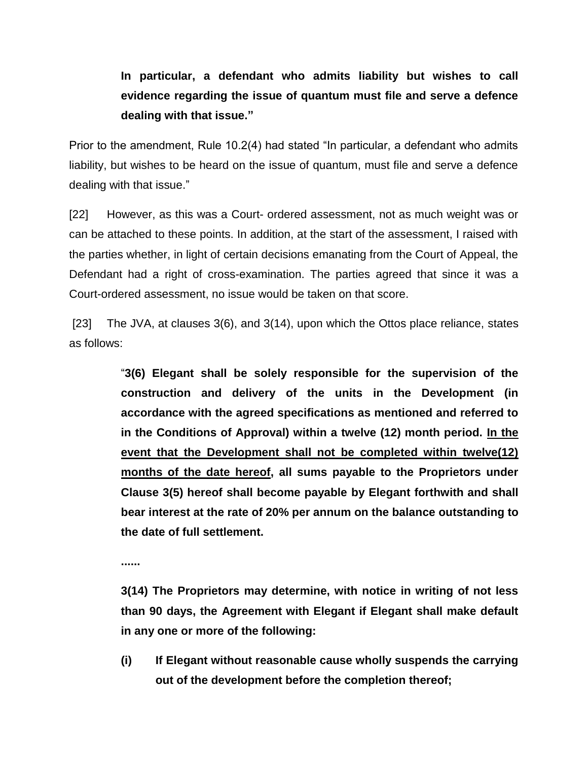> **In particular, a defendant who admits liability but wishes to call evidence regarding the issue of quantum must file and serve a defence dealing with that issue."**

Prior to the amendment, Rule 10.2(4) had stated "In particular, a defendant who admits liability, but wishes to be heard on the issue of quantum, must file and serve a defence dealing with that issue."

[22] However, as this was a Court- ordered assessment, not as much weight was or can be attached to these points. In addition, at the start of the assessment, I raised with the parties whether, in light of certain decisions emanating from the Court of Appeal, the Defendant had a right of cross-examination. The parties agreed that since it was a Court-ordered assessment, no issue would be taken on that score.

[23] The JVA, at clauses 3(6), and 3(14), upon which the Ottos place reliance, states as follows:

> "**3(6) Elegant shall be solely responsible for the supervision of the construction and delivery of the units in the Development (in accordance with the agreed specifications as mentioned and referred to in the Conditions of Approval) within a twelve (12) month period. <u>In the event that the Development shall not be completed within twelve(12) months of the date hereof</u>, all sums payable to the Proprietors under Clause 3(5) hereof shall become payable by Elegant forthwith and shall bear interest at the rate of 20% per annum on the balance outstanding to the date of full settlement.**
>
> **......**
>
> **3(14) The Proprietors may determine, with notice in writing of not less than 90 days, the Agreement with Elegant if Elegant shall make default in any one or more of the following:**
>
> **(i) If Elegant without reasonable cause wholly suspends the carrying out of the development before the completion thereof;**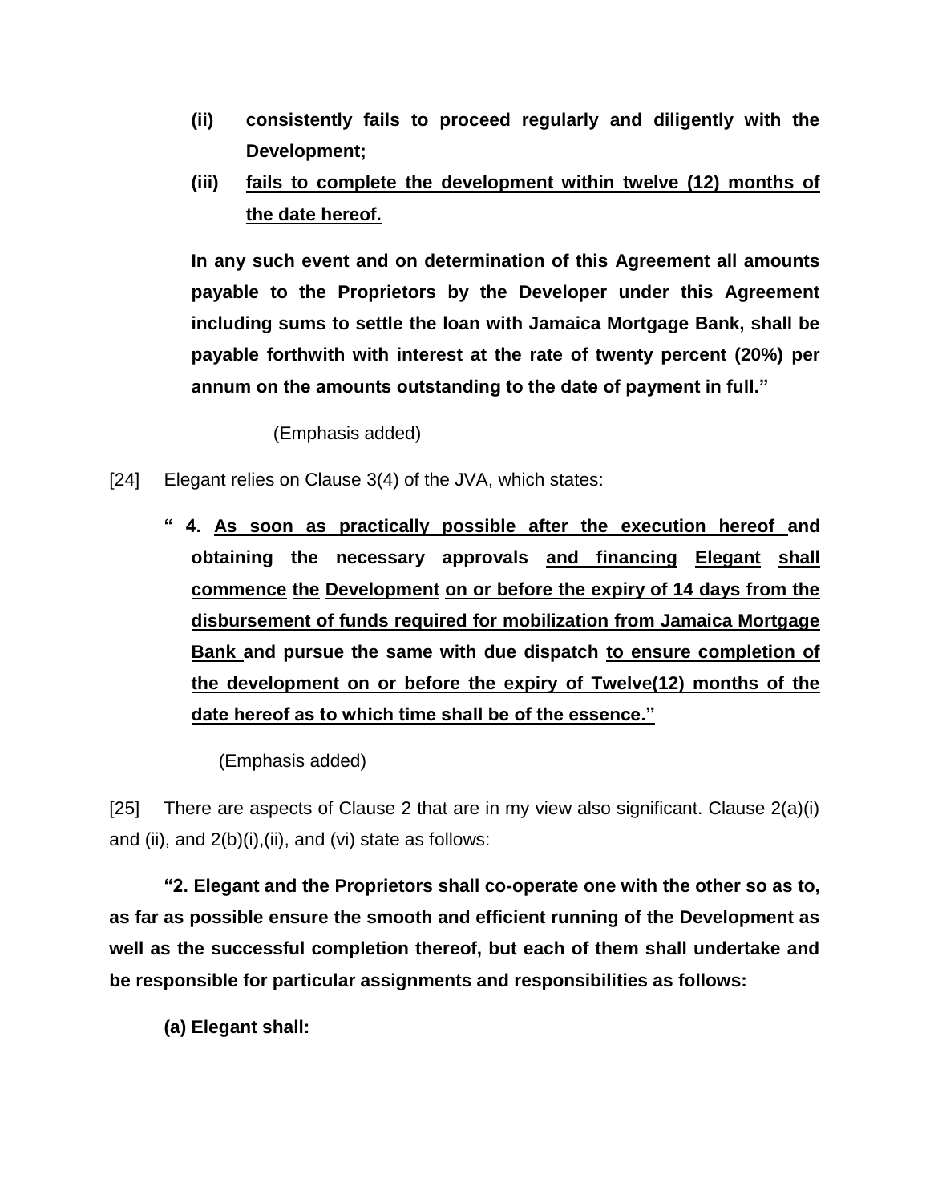**(ii) consistently fails to proceed regularly and diligently with the Development;**

**(iii) <u>fails to complete the development within twelve (12) months of the date hereof.</u>**

**In any such event and on determination of this Agreement all amounts payable to the Proprietors by the Developer under this Agreement including sums to settle the loan with Jamaica Mortgage Bank, shall be payable forthwith with interest at the rate of twenty percent (20%) per annum on the amounts outstanding to the date of payment in full."**

(Emphasis added)

[24] Elegant relies on Clause 3(4) of the JVA, which states:

**" 4. <u>As soon as practically possible after the execution hereof</u> and obtaining the necessary approvals <u>and financing</u> <u>Elegant</u> <u>shall</u> <u>commence</u> <u>the</u> <u>Development</u> <u>on or before the expiry of 14 days from the disbursement of funds required for mobilization from Jamaica Mortgage Bank</u> and pursue the same with due dispatch <u>to ensure completion of the development on or before the expiry of Twelve(12) months of the date hereof as to which time shall be of the essence."</u>**

(Emphasis added)

[25] There are aspects of Clause 2 that are in my view also significant. Clause 2(a)(i) and (ii), and 2(b)(i),(ii), and (vi) state as follows:

**"2. Elegant and the Proprietors shall co-operate one with the other so as to, as far as possible ensure the smooth and efficient running of the Development as well as the successful completion thereof, but each of them shall undertake and be responsible for particular assignments and responsibilities as follows:**

**(a) Elegant shall:**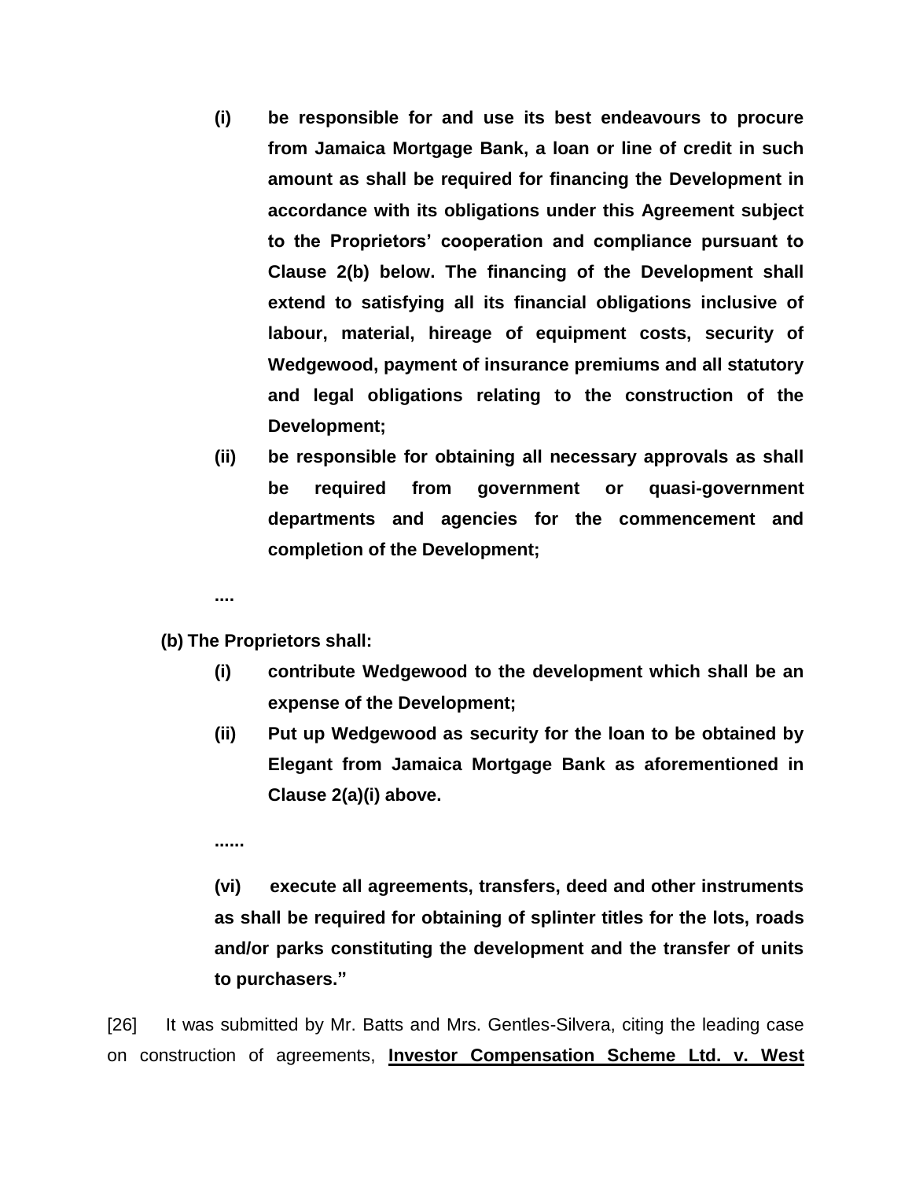**(i) be responsible for and use its best endeavours to procure from Jamaica Mortgage Bank, a loan or line of credit in such amount as shall be required for financing the Development in accordance with its obligations under this Agreement subject to the Proprietors' cooperation and compliance pursuant to Clause 2(b) below. The financing of the Development shall extend to satisfying all its financial obligations inclusive of labour, material, hireage of equipment costs, security of Wedgewood, payment of insurance premiums and all statutory and legal obligations relating to the construction of the Development;**

**(ii) be responsible for obtaining all necessary approvals as shall be required from government or quasi-government departments and agencies for the commencement and completion of the Development;**

**....**

**(b) The Proprietors shall:**

**(i) contribute Wedgewood to the development which shall be an expense of the Development;**

**(ii) Put up Wedgewood as security for the loan to be obtained by Elegant from Jamaica Mortgage Bank as aforementioned in Clause 2(a)(i) above.**

**......**

**(vi) execute all agreements, transfers, deed and other instruments as shall be required for obtaining of splinter titles for the lots, roads and/or parks constituting the development and the transfer of units to purchasers."**

[26] It was submitted by Mr. Batts and Mrs. Gentles-Silvera, citing the leading case on construction of agreements, **Investor Compensation Scheme Ltd. v. West**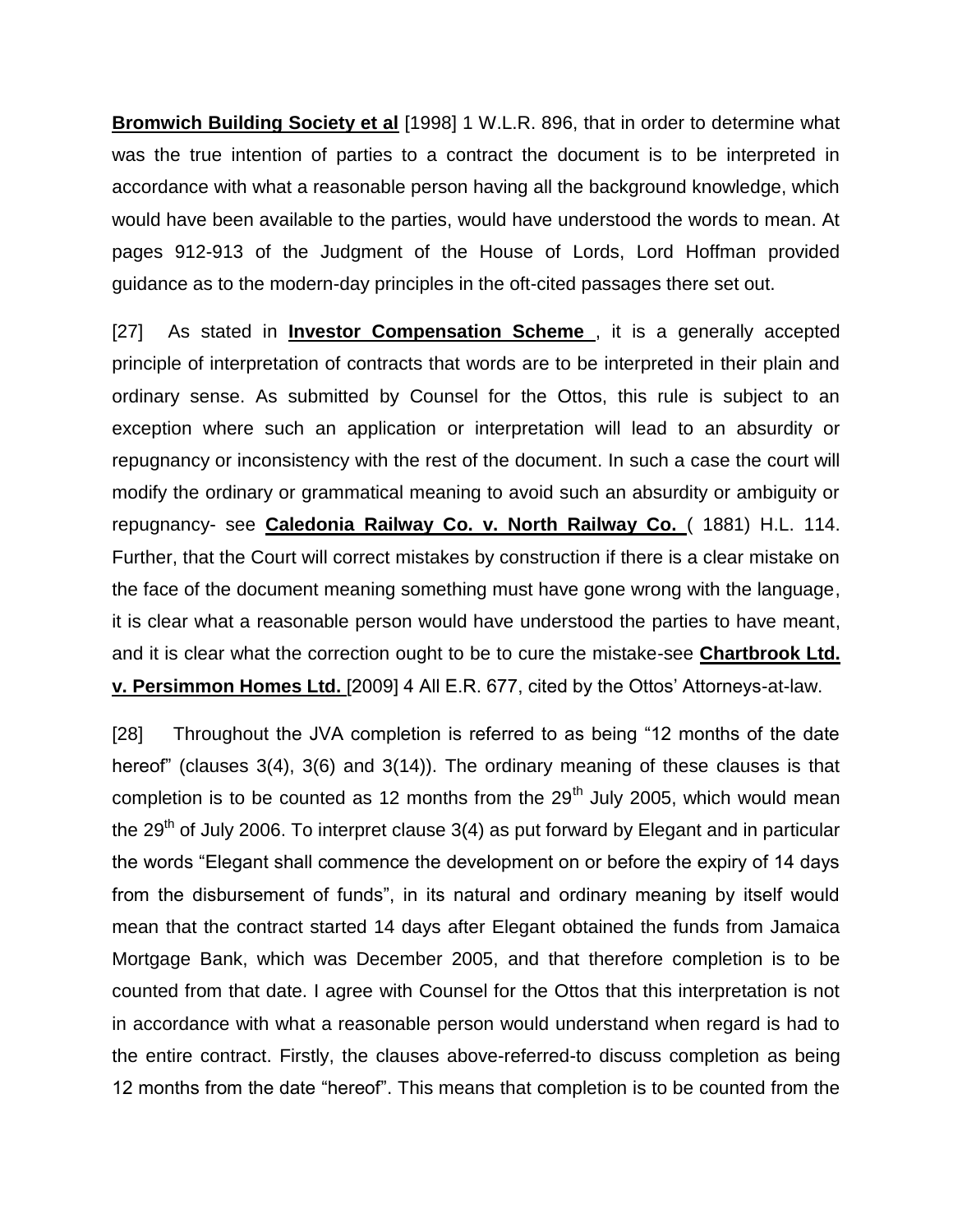**Bromwich Building Society et al** [1998] 1 W.L.R. 896, that in order to determine what was the true intention of parties to a contract the document is to be interpreted in accordance with what a reasonable person having all the background knowledge, which would have been available to the parties, would have understood the words to mean. At pages 912-913 of the Judgment of the House of Lords, Lord Hoffman provided guidance as to the modern-day principles in the oft-cited passages there set out.

[27] As stated in **Investor Compensation Scheme** , it is a generally accepted principle of interpretation of contracts that words are to be interpreted in their plain and ordinary sense. As submitted by Counsel for the Ottos, this rule is subject to an exception where such an application or interpretation will lead to an absurdity or repugnancy or inconsistency with the rest of the document. In such a case the court will modify the ordinary or grammatical meaning to avoid such an absurdity or ambiguity or repugnancy- see **Caledonia Railway Co. v. North Railway Co.** ( 1881) H.L. 114. Further, that the Court will correct mistakes by construction if there is a clear mistake on the face of the document meaning something must have gone wrong with the language, it is clear what a reasonable person would have understood the parties to have meant, and it is clear what the correction ought to be to cure the mistake-see **Chartbrook Ltd. v. Persimmon Homes Ltd.** [2009] 4 All E.R. 677, cited by the Ottos' Attorneys-at-law.

[28] Throughout the JVA completion is referred to as being "12 months of the date hereof" (clauses 3(4), 3(6) and 3(14)). The ordinary meaning of these clauses is that completion is to be counted as 12 months from the 29th July 2005, which would mean the 29th of July 2006. To interpret clause 3(4) as put forward by Elegant and in particular the words "Elegant shall commence the development on or before the expiry of 14 days from the disbursement of funds", in its natural and ordinary meaning by itself would mean that the contract started 14 days after Elegant obtained the funds from Jamaica Mortgage Bank, which was December 2005, and that therefore completion is to be counted from that date. I agree with Counsel for the Ottos that this interpretation is not in accordance with what a reasonable person would understand when regard is had to the entire contract. Firstly, the clauses above-referred-to discuss completion as being 12 months from the date "hereof". This means that completion is to be counted from the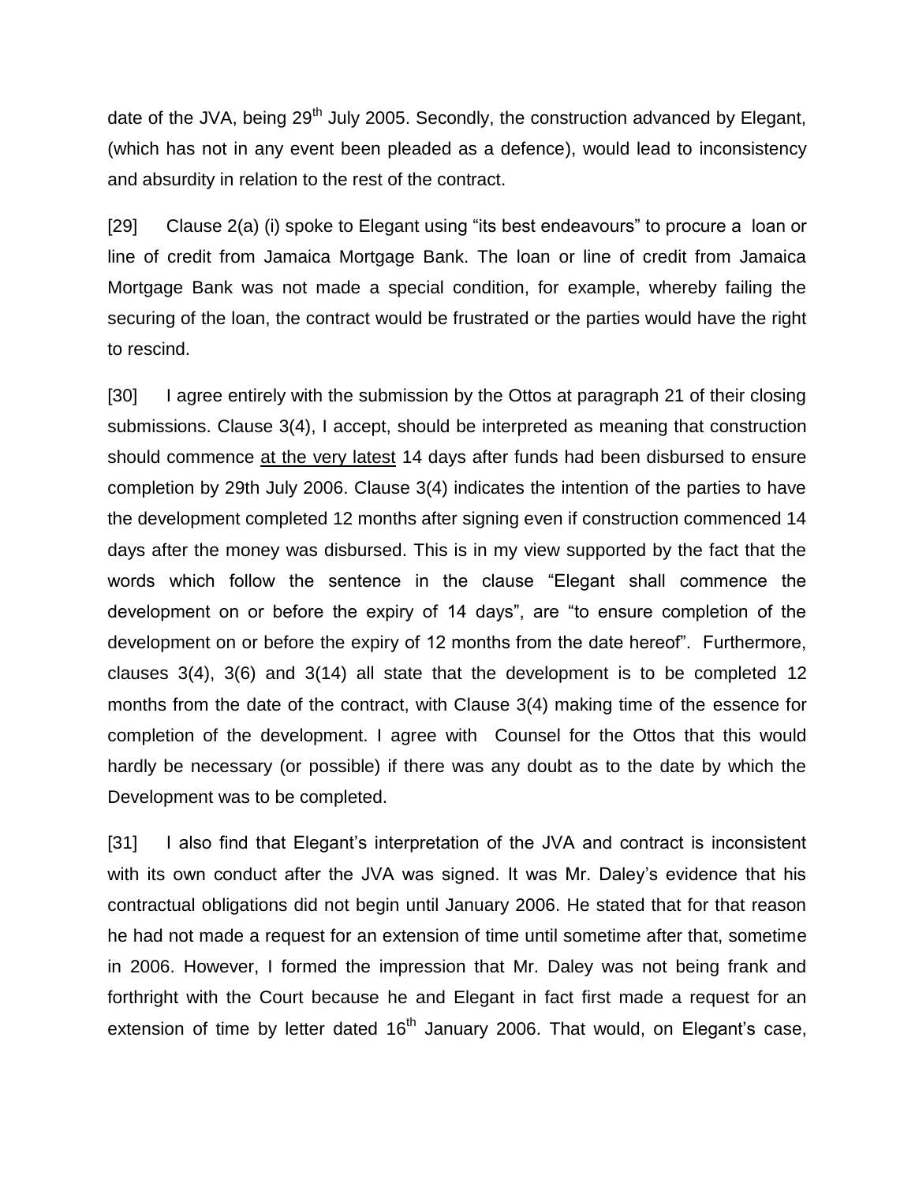date of the JVA, being 29th July 2005. Secondly, the construction advanced by Elegant, (which has not in any event been pleaded as a defence), would lead to inconsistency and absurdity in relation to the rest of the contract.

[29] Clause 2(a) (i) spoke to Elegant using "its best endeavours" to procure a loan or line of credit from Jamaica Mortgage Bank. The loan or line of credit from Jamaica Mortgage Bank was not made a special condition, for example, whereby failing the securing of the loan, the contract would be frustrated or the parties would have the right to rescind.

[30] I agree entirely with the submission by the Ottos at paragraph 21 of their closing submissions. Clause 3(4), I accept, should be interpreted as meaning that construction should commence <u>at the very latest</u> 14 days after funds had been disbursed to ensure completion by 29th July 2006. Clause 3(4) indicates the intention of the parties to have the development completed 12 months after signing even if construction commenced 14 days after the money was disbursed. This is in my view supported by the fact that the words which follow the sentence in the clause "Elegant shall commence the development on or before the expiry of 14 days", are "to ensure completion of the development on or before the expiry of 12 months from the date hereof". Furthermore, clauses 3(4), 3(6) and 3(14) all state that the development is to be completed 12 months from the date of the contract, with Clause 3(4) making time of the essence for completion of the development. I agree with Counsel for the Ottos that this would hardly be necessary (or possible) if there was any doubt as to the date by which the Development was to be completed.

[31] I also find that Elegant's interpretation of the JVA and contract is inconsistent with its own conduct after the JVA was signed. It was Mr. Daley's evidence that his contractual obligations did not begin until January 2006. He stated that for that reason he had not made a request for an extension of time until sometime after that, sometime in 2006. However, I formed the impression that Mr. Daley was not being frank and forthright with the Court because he and Elegant in fact first made a request for an extension of time by letter dated 16th January 2006. That would, on Elegant's case,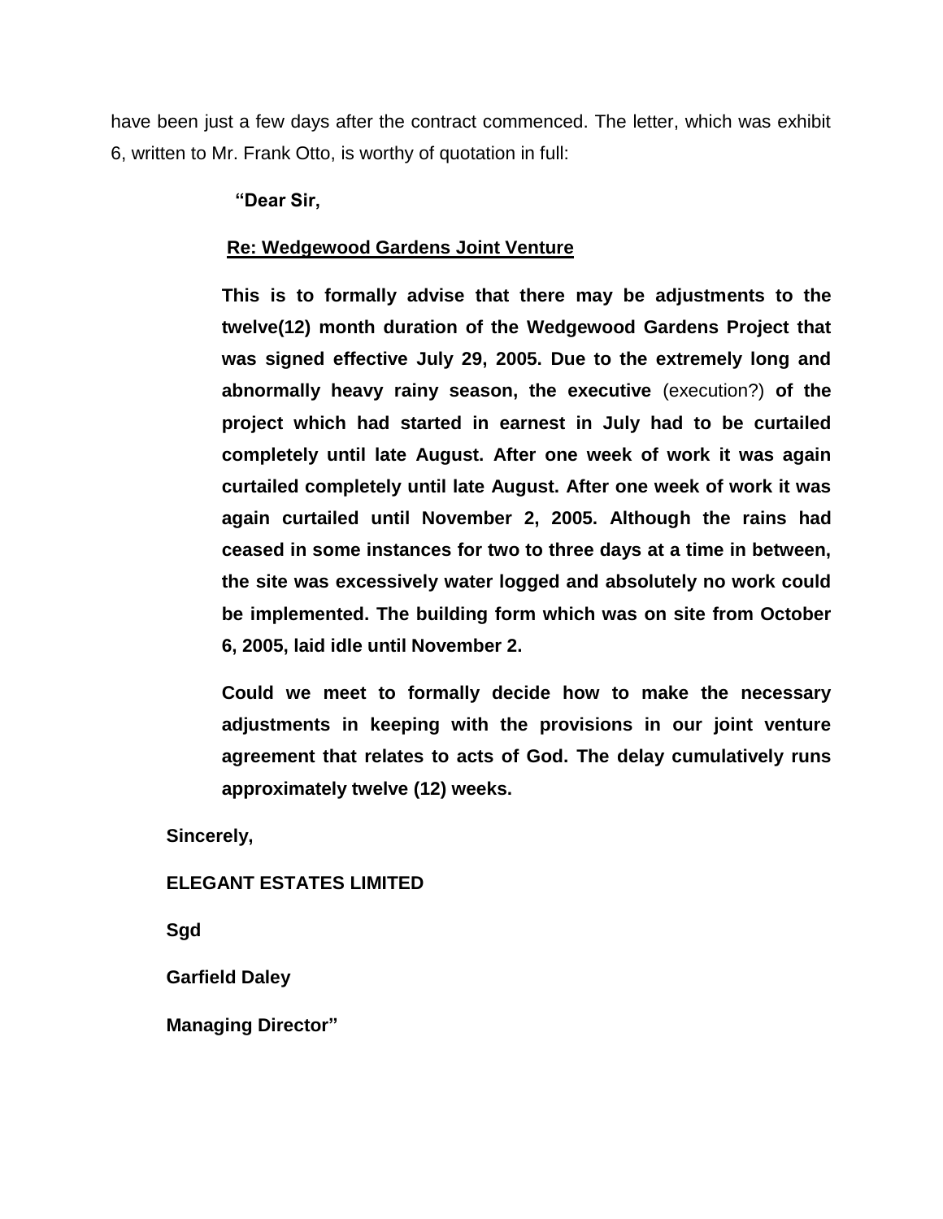have been just a few days after the contract commenced. The letter, which was exhibit 6, written to Mr. Frank Otto, is worthy of quotation in full:

> **"Dear Sir,**
>
> **Re: Wedgewood Gardens Joint Venture**
>
> **This is to formally advise that there may be adjustments to the twelve(12) month duration of the Wedgewood Gardens Project that was signed effective July 29, 2005. Due to the extremely long and abnormally heavy rainy season, the executive** (execution?) **of the project which had started in earnest in July had to be curtailed completely until late August. After one week of work it was again curtailed completely until late August. After one week of work it was again curtailed until November 2, 2005. Although the rains had ceased in some instances for two to three days at a time in between, the site was excessively water logged and absolutely no work could be implemented. The building form which was on site from October 6, 2005, laid idle until November 2.**
>
> **Could we meet to formally decide how to make the necessary adjustments in keeping with the provisions in our joint venture agreement that relates to acts of God. The delay cumulatively runs approximately twelve (12) weeks.**
>
> **Sincerely,**
>
> **ELEGANT ESTATES LIMITED**
>
> **Sgd**
>
> **Garfield Daley**
>
> **Managing Director"**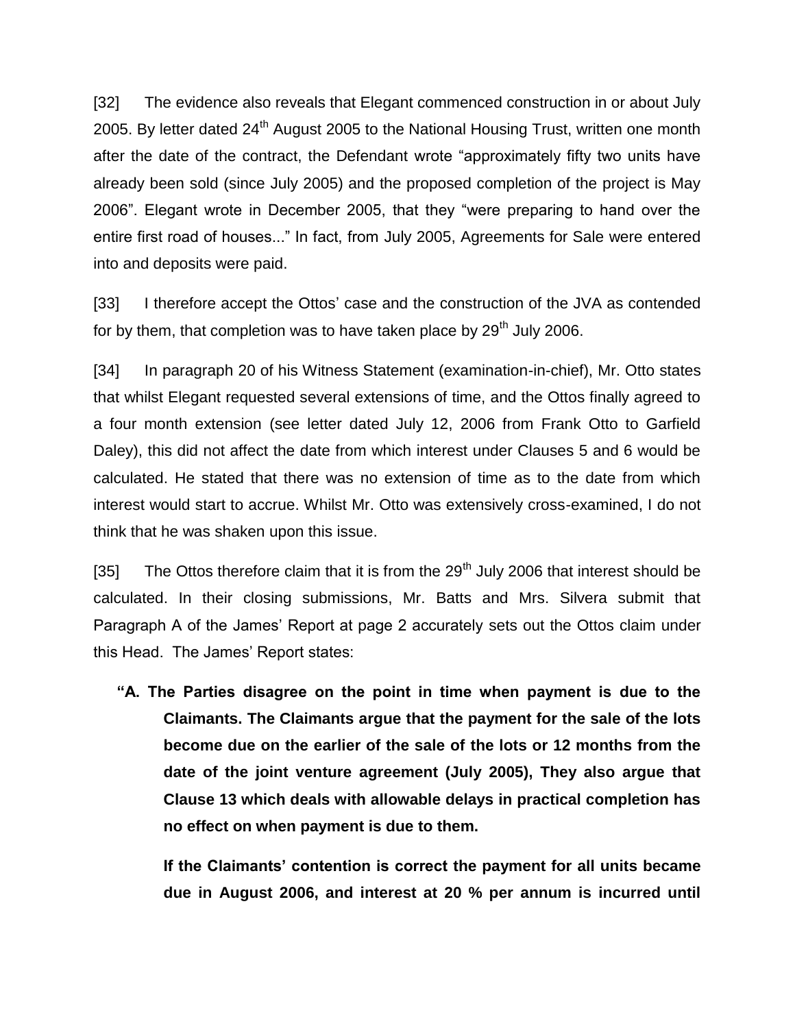[32] The evidence also reveals that Elegant commenced construction in or about July 2005. By letter dated 24th August 2005 to the National Housing Trust, written one month after the date of the contract, the Defendant wrote “approximately fifty two units have already been sold (since July 2005) and the proposed completion of the project is May 2006”. Elegant wrote in December 2005, that they “were preparing to hand over the entire first road of houses...” In fact, from July 2005, Agreements for Sale were entered into and deposits were paid.

[33] I therefore accept the Ottos’ case and the construction of the JVA as contended for by them, that completion was to have taken place by 29th July 2006.

[34] In paragraph 20 of his Witness Statement (examination-in-chief), Mr. Otto states that whilst Elegant requested several extensions of time, and the Ottos finally agreed to a four month extension (see letter dated July 12, 2006 from Frank Otto to Garfield Daley), this did not affect the date from which interest under Clauses 5 and 6 would be calculated. He stated that there was no extension of time as to the date from which interest would start to accrue. Whilst Mr. Otto was extensively cross-examined, I do not think that he was shaken upon this issue.

[35] The Ottos therefore claim that it is from the 29th July 2006 that interest should be calculated. In their closing submissions, Mr. Batts and Mrs. Silvera submit that Paragraph A of the James’ Report at page 2 accurately sets out the Ottos claim under this Head. The James’ Report states:

> **“A. The Parties disagree on the point in time when payment is due to the Claimants. The Claimants argue that the payment for the sale of the lots become due on the earlier of the sale of the lots or 12 months from the date of the joint venture agreement (July 2005), They also argue that Clause 13 which deals with allowable delays in practical completion has no effect on when payment is due to them.**
>
> **If the Claimants’ contention is correct the payment for all units became due in August 2006, and interest at 20 % per annum is incurred until**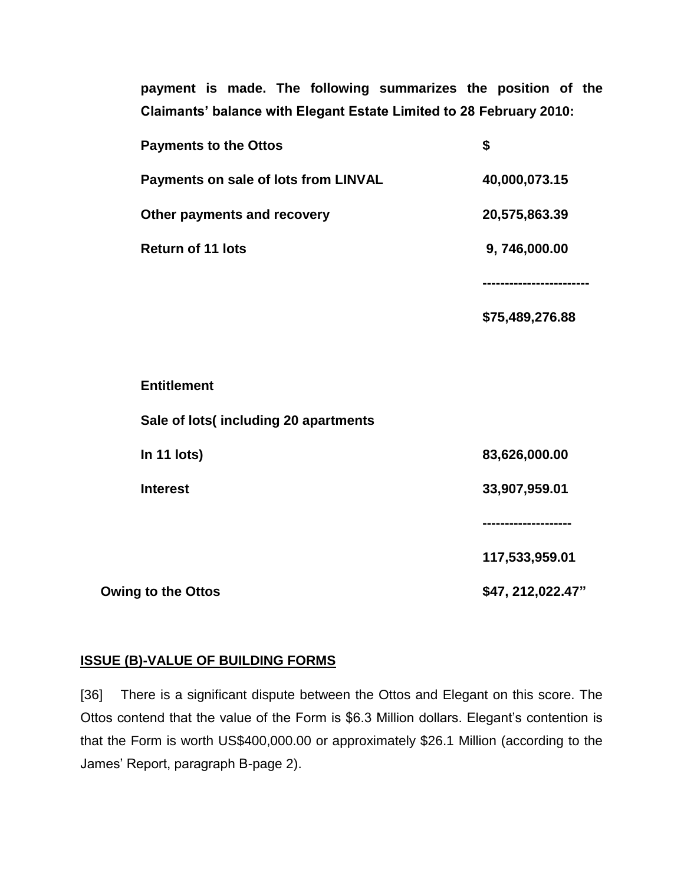**payment is made. The following summarizes the position of the Claimants' balance with Elegant Estate Limited to 28 February 2010:**

| | |
|---|---|
| **Payments to the Ottos** | **$** |
| **Payments on sale of lots from LINVAL** | **40,000,073.15** |
| **Other payments and recovery** | **20,575,863.39** |
| **Return of 11 lots** | **9, 746,000.00** |
| | **-----------------------** |
| | **$75,489,276.88** |
| | |
| **Entitlement** | |
| **Sale of lots( including 20 apartments** | |
| **In 11 lots)** | **83,626,000.00** |
| **Interest** | **33,907,959.01** |
| | **-------------------** |
| | **117,533,959.01** |
| **Owing to the Ottos** | **$47, 212,022.47"** |

**ISSUE (B)-VALUE OF BUILDING FORMS**

[36] There is a significant dispute between the Ottos and Elegant on this score. The Ottos contend that the value of the Form is $6.3 Million dollars. Elegant's contention is that the Form is worth US$400,000.00 or approximately $26.1 Million (according to the James' Report, paragraph B-page 2).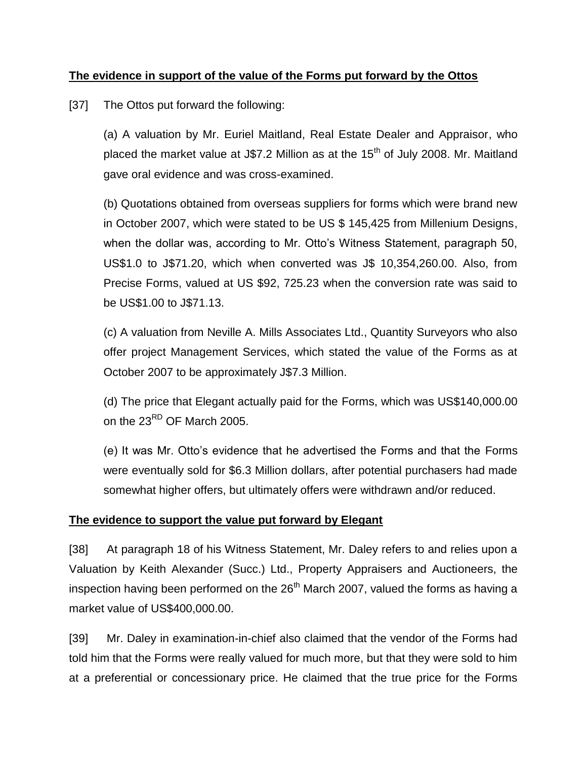**The evidence in support of the value of the Forms put forward by the Ottos**

[37] The Ottos put forward the following:

(a) A valuation by Mr. Euriel Maitland, Real Estate Dealer and Appraisor, who placed the market value at J$7.2 Million as at the 15th of July 2008. Mr. Maitland gave oral evidence and was cross-examined.

(b) Quotations obtained from overseas suppliers for forms which were brand new in October 2007, which were stated to be US $ 145,425 from Millenium Designs, when the dollar was, according to Mr. Otto's Witness Statement, paragraph 50, US$1.0 to J$71.20, which when converted was J$ 10,354,260.00. Also, from Precise Forms, valued at US $92, 725.23 when the conversion rate was said to be US$1.00 to J$71.13.

(c) A valuation from Neville A. Mills Associates Ltd., Quantity Surveyors who also offer project Management Services, which stated the value of the Forms as at October 2007 to be approximately J$7.3 Million.

(d) The price that Elegant actually paid for the Forms, which was US$140,000.00 on the 23RD OF March 2005.

(e) It was Mr. Otto's evidence that he advertised the Forms and that the Forms were eventually sold for $6.3 Million dollars, after potential purchasers had made somewhat higher offers, but ultimately offers were withdrawn and/or reduced.

**The evidence to support the value put forward by Elegant**

[38] At paragraph 18 of his Witness Statement, Mr. Daley refers to and relies upon a Valuation by Keith Alexander (Succ.) Ltd., Property Appraisers and Auctioneers, the inspection having been performed on the 26th March 2007, valued the forms as having a market value of US$400,000.00.

[39] Mr. Daley in examination-in-chief also claimed that the vendor of the Forms had told him that the Forms were really valued for much more, but that they were sold to him at a preferential or concessionary price. He claimed that the true price for the Forms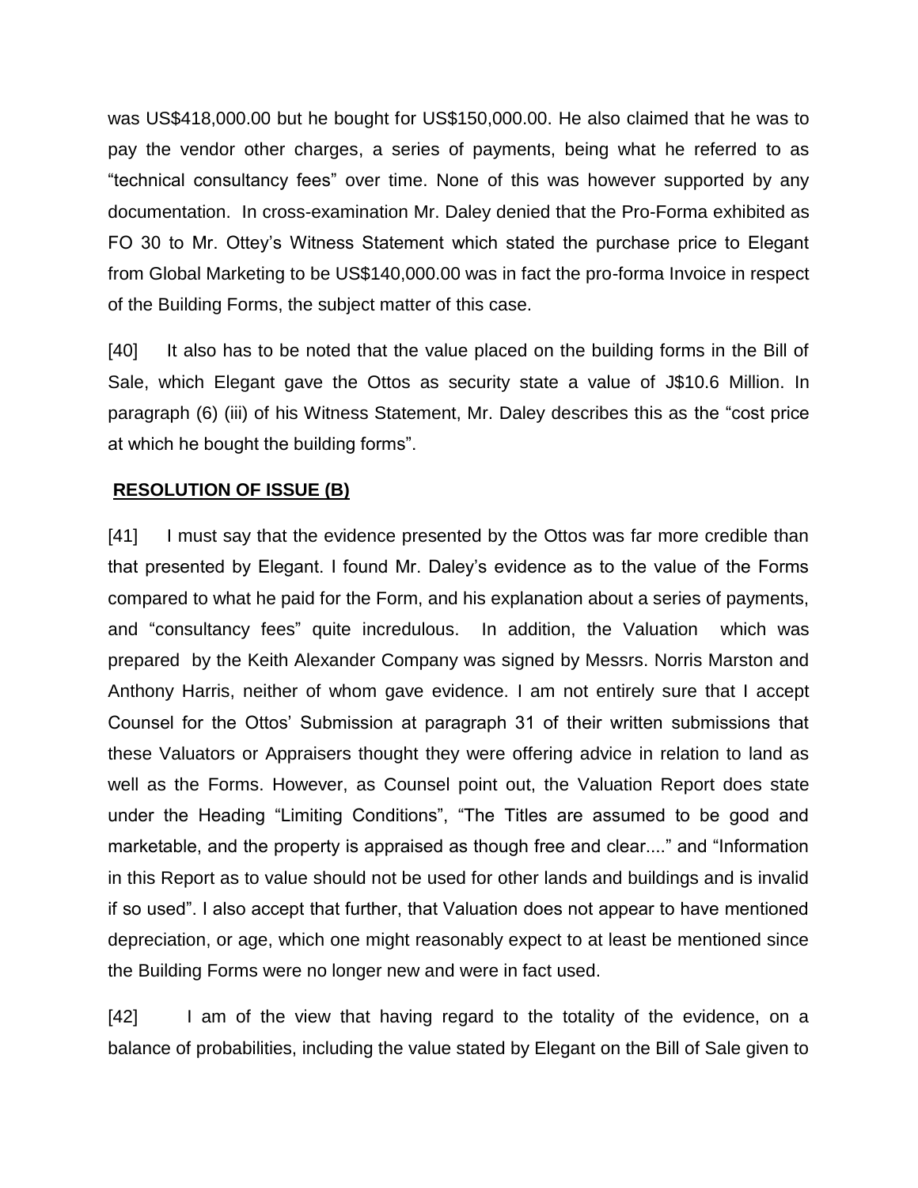was US$418,000.00 but he bought for US$150,000.00. He also claimed that he was to pay the vendor other charges, a series of payments, being what he referred to as "technical consultancy fees" over time. None of this was however supported by any documentation. In cross-examination Mr. Daley denied that the Pro-Forma exhibited as FO 30 to Mr. Ottey's Witness Statement which stated the purchase price to Elegant from Global Marketing to be US$140,000.00 was in fact the pro-forma Invoice in respect of the Building Forms, the subject matter of this case.

[40] It also has to be noted that the value placed on the building forms in the Bill of Sale, which Elegant gave the Ottos as security state a value of J$10.6 Million. In paragraph (6) (iii) of his Witness Statement, Mr. Daley describes this as the "cost price at which he bought the building forms".

**RESOLUTION OF ISSUE (B)**

[41] I must say that the evidence presented by the Ottos was far more credible than that presented by Elegant. I found Mr. Daley's evidence as to the value of the Forms compared to what he paid for the Form, and his explanation about a series of payments, and "consultancy fees" quite incredulous. In addition, the Valuation which was prepared by the Keith Alexander Company was signed by Messrs. Norris Marston and Anthony Harris, neither of whom gave evidence. I am not entirely sure that I accept Counsel for the Ottos' Submission at paragraph 31 of their written submissions that these Valuators or Appraisers thought they were offering advice in relation to land as well as the Forms. However, as Counsel point out, the Valuation Report does state under the Heading "Limiting Conditions", "The Titles are assumed to be good and marketable, and the property is appraised as though free and clear...." and "Information in this Report as to value should not be used for other lands and buildings and is invalid if so used". I also accept that further, that Valuation does not appear to have mentioned depreciation, or age, which one might reasonably expect to at least be mentioned since the Building Forms were no longer new and were in fact used.

[42] I am of the view that having regard to the totality of the evidence, on a balance of probabilities, including the value stated by Elegant on the Bill of Sale given to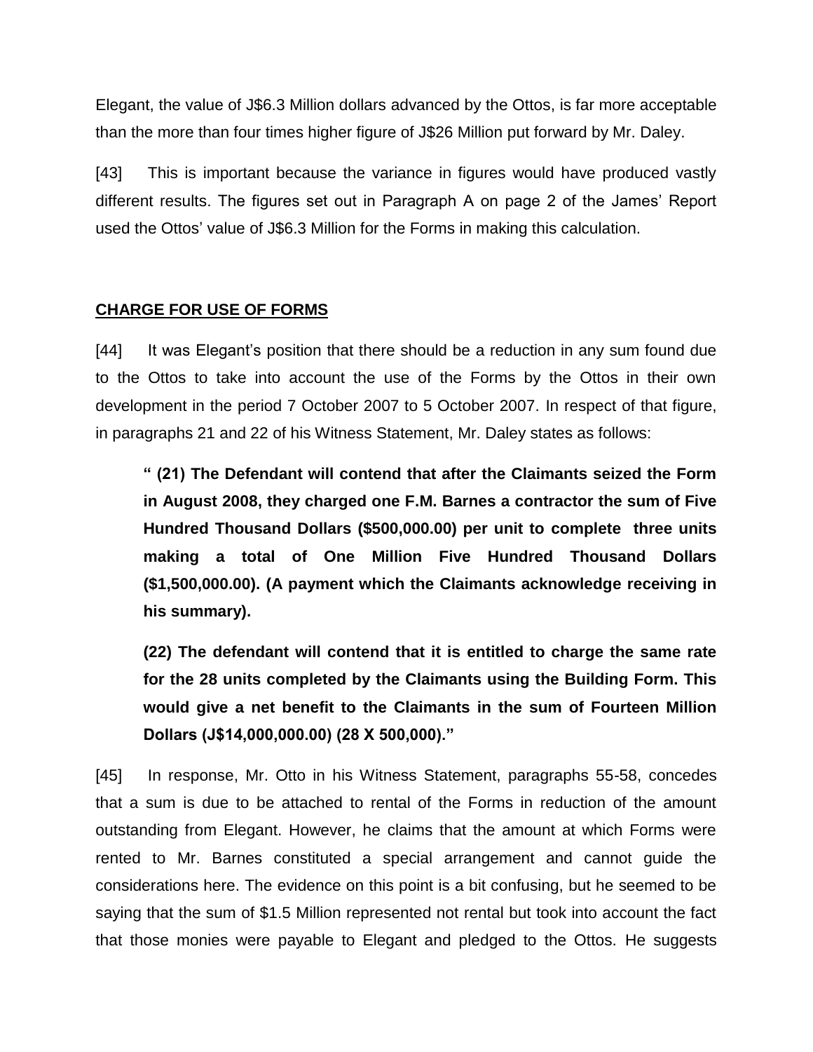Elegant, the value of J$6.3 Million dollars advanced by the Ottos, is far more acceptable than the more than four times higher figure of J$26 Million put forward by Mr. Daley.

[43] This is important because the variance in figures would have produced vastly different results. The figures set out in Paragraph A on page 2 of the James' Report used the Ottos' value of J$6.3 Million for the Forms in making this calculation.

## CHARGE FOR USE OF FORMS

[44] It was Elegant's position that there should be a reduction in any sum found due to the Ottos to take into account the use of the Forms by the Ottos in their own development in the period 7 October 2007 to 5 October 2007. In respect of that figure, in paragraphs 21 and 22 of his Witness Statement, Mr. Daley states as follows:

> **" (21) The Defendant will contend that after the Claimants seized the Form in August 2008, they charged one F.M. Barnes a contractor the sum of Five Hundred Thousand Dollars ($500,000.00) per unit to complete three units making a total of One Million Five Hundred Thousand Dollars ($1,500,000.00). (A payment which the Claimants acknowledge receiving in his summary).**
>
> **(22) The defendant will contend that it is entitled to charge the same rate for the 28 units completed by the Claimants using the Building Form. This would give a net benefit to the Claimants in the sum of Fourteen Million Dollars (J$14,000,000.00) (28 X 500,000)."**

[45] In response, Mr. Otto in his Witness Statement, paragraphs 55-58, concedes that a sum is due to be attached to rental of the Forms in reduction of the amount outstanding from Elegant. However, he claims that the amount at which Forms were rented to Mr. Barnes constituted a special arrangement and cannot guide the considerations here. The evidence on this point is a bit confusing, but he seemed to be saying that the sum of $1.5 Million represented not rental but took into account the fact that those monies were payable to Elegant and pledged to the Ottos. He suggests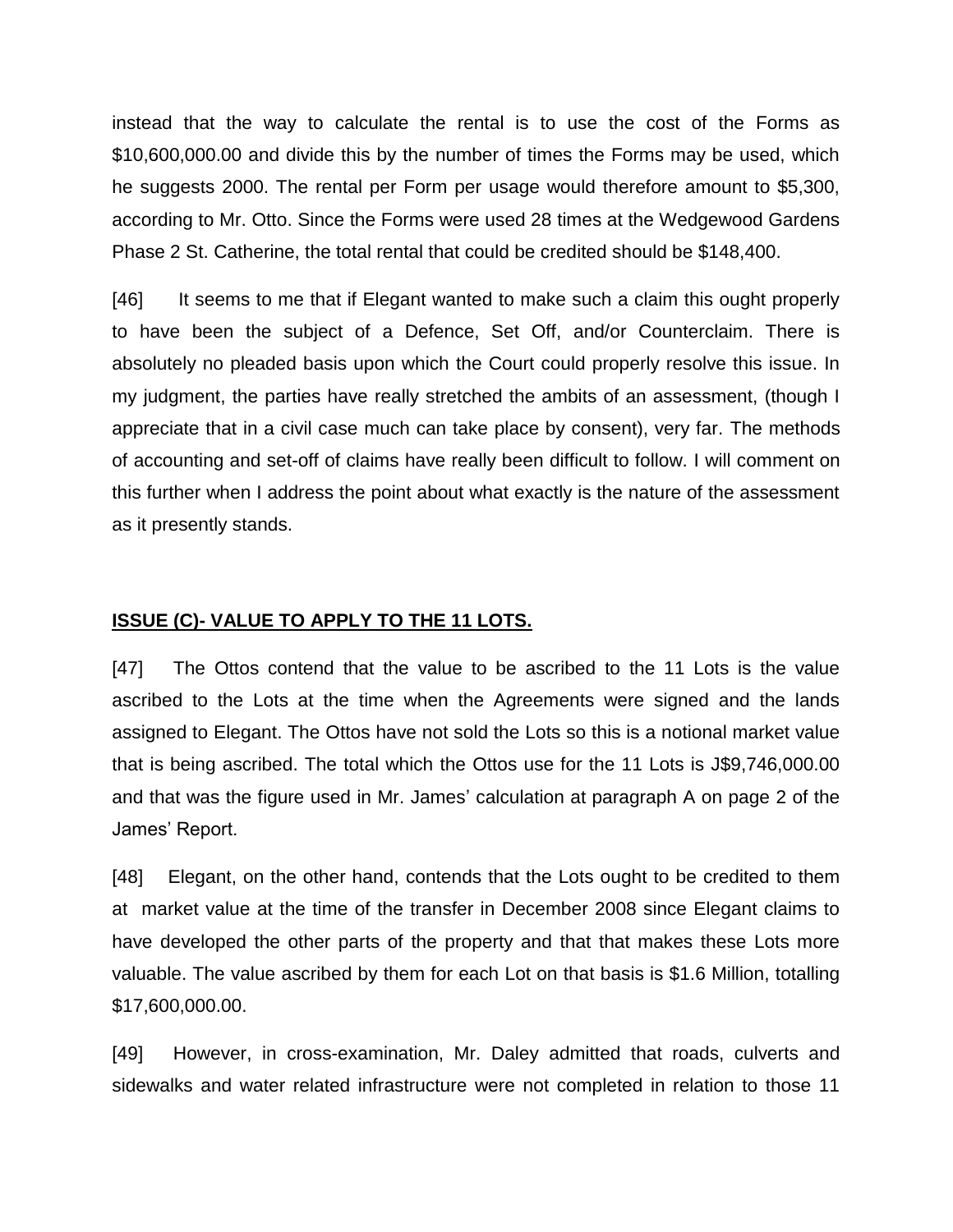instead that the way to calculate the rental is to use the cost of the Forms as $10,600,000.00 and divide this by the number of times the Forms may be used, which he suggests 2000. The rental per Form per usage would therefore amount to $5,300, according to Mr. Otto. Since the Forms were used 28 times at the Wedgewood Gardens Phase 2 St. Catherine, the total rental that could be credited should be $148,400.

[46] It seems to me that if Elegant wanted to make such a claim this ought properly to have been the subject of a Defence, Set Off, and/or Counterclaim. There is absolutely no pleaded basis upon which the Court could properly resolve this issue. In my judgment, the parties have really stretched the ambits of an assessment, (though I appreciate that in a civil case much can take place by consent), very far. The methods of accounting and set-off of claims have really been difficult to follow. I will comment on this further when I address the point about what exactly is the nature of the assessment as it presently stands.

**ISSUE (C)- VALUE TO APPLY TO THE 11 LOTS.**

[47] The Ottos contend that the value to be ascribed to the 11 Lots is the value ascribed to the Lots at the time when the Agreements were signed and the lands assigned to Elegant. The Ottos have not sold the Lots so this is a notional market value that is being ascribed. The total which the Ottos use for the 11 Lots is J$9,746,000.00 and that was the figure used in Mr. James' calculation at paragraph A on page 2 of the James' Report.

[48] Elegant, on the other hand, contends that the Lots ought to be credited to them at market value at the time of the transfer in December 2008 since Elegant claims to have developed the other parts of the property and that that makes these Lots more valuable. The value ascribed by them for each Lot on that basis is $1.6 Million, totalling $17,600,000.00.

[49] However, in cross-examination, Mr. Daley admitted that roads, culverts and sidewalks and water related infrastructure were not completed in relation to those 11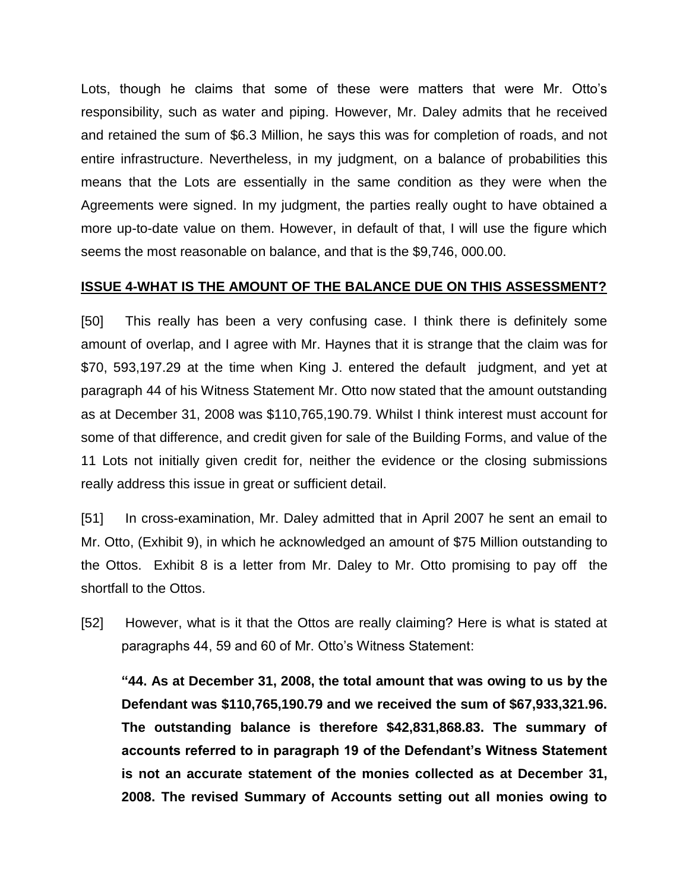Lots, though he claims that some of these were matters that were Mr. Otto's responsibility, such as water and piping. However, Mr. Daley admits that he received and retained the sum of $6.3 Million, he says this was for completion of roads, and not entire infrastructure. Nevertheless, in my judgment, on a balance of probabilities this means that the Lots are essentially in the same condition as they were when the Agreements were signed. In my judgment, the parties really ought to have obtained a more up-to-date value on them. However, in default of that, I will use the figure which seems the most reasonable on balance, and that is the $9,746, 000.00.

**ISSUE 4-WHAT IS THE AMOUNT OF THE BALANCE DUE ON THIS ASSESSMENT?**

[50] This really has been a very confusing case. I think there is definitely some amount of overlap, and I agree with Mr. Haynes that it is strange that the claim was for $70, 593,197.29 at the time when King J. entered the default judgment, and yet at paragraph 44 of his Witness Statement Mr. Otto now stated that the amount outstanding as at December 31, 2008 was $110,765,190.79. Whilst I think interest must account for some of that difference, and credit given for sale of the Building Forms, and value of the 11 Lots not initially given credit for, neither the evidence or the closing submissions really address this issue in great or sufficient detail.

[51] In cross-examination, Mr. Daley admitted that in April 2007 he sent an email to Mr. Otto, (Exhibit 9), in which he acknowledged an amount of $75 Million outstanding to the Ottos. Exhibit 8 is a letter from Mr. Daley to Mr. Otto promising to pay off the shortfall to the Ottos.

[52] However, what is it that the Ottos are really claiming? Here is what is stated at paragraphs 44, 59 and 60 of Mr. Otto's Witness Statement:

> **"44. As at December 31, 2008, the total amount that was owing to us by the Defendant was $110,765,190.79 and we received the sum of $67,933,321.96. The outstanding balance is therefore $42,831,868.83. The summary of accounts referred to in paragraph 19 of the Defendant's Witness Statement is not an accurate statement of the monies collected as at December 31, 2008. The revised Summary of Accounts setting out all monies owing to**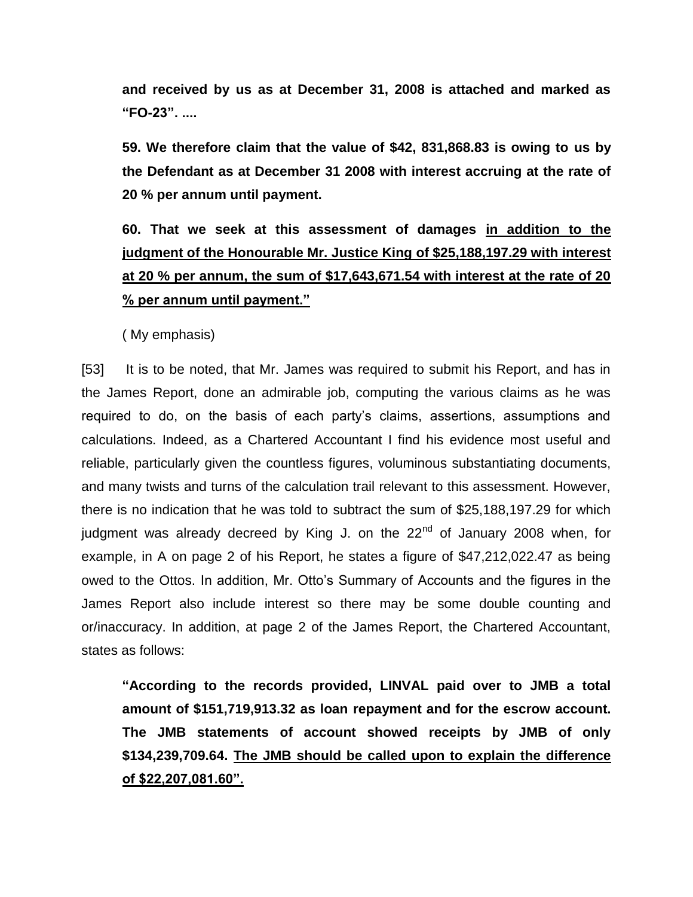**and received by us as at December 31, 2008 is attached and marked as "FO-23". ....**

**59. We therefore claim that the value of $42, 831,868.83 is owing to us by the Defendant as at December 31 2008 with interest accruing at the rate of 20 % per annum until payment.**

**60. That we seek at this assessment of damages <u>in addition to the judgment of the Honourable Mr. Justice King of $25,188,197.29 with interest at 20 % per annum, the sum of $17,643,671.54 with interest at the rate of 20 % per annum until payment."</u>**

( My emphasis)

[53] It is to be noted, that Mr. James was required to submit his Report, and has in the James Report, done an admirable job, computing the various claims as he was required to do, on the basis of each party's claims, assertions, assumptions and calculations. Indeed, as a Chartered Accountant I find his evidence most useful and reliable, particularly given the countless figures, voluminous substantiating documents, and many twists and turns of the calculation trail relevant to this assessment. However, there is no indication that he was told to subtract the sum of $25,188,197.29 for which judgment was already decreed by King J. on the 22nd of January 2008 when, for example, in A on page 2 of his Report, he states a figure of $47,212,022.47 as being owed to the Ottos. In addition, Mr. Otto's Summary of Accounts and the figures in the James Report also include interest so there may be some double counting and or/inaccuracy. In addition, at page 2 of the James Report, the Chartered Accountant, states as follows:

**"According to the records provided, LINVAL paid over to JMB a total amount of $151,719,913.32 as loan repayment and for the escrow account. The JMB statements of account showed receipts by JMB of only $134,239,709.64. <u>The JMB should be called upon to explain the difference of $22,207,081.60".</u>**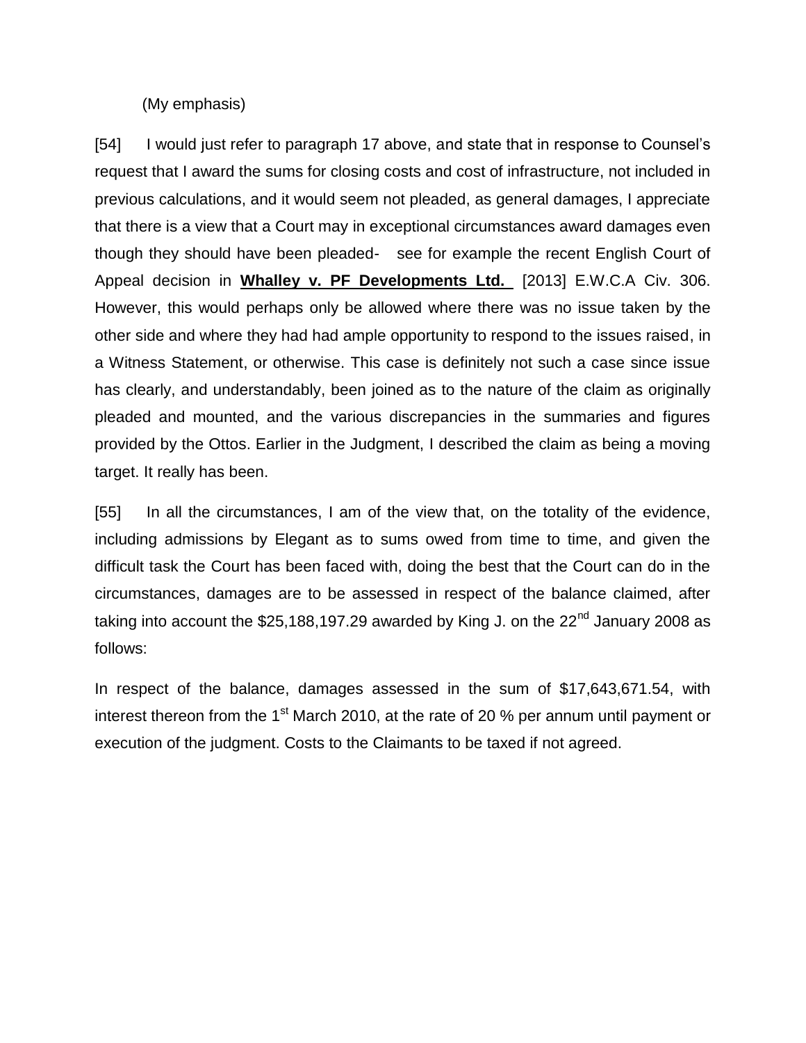(My emphasis)

[54] I would just refer to paragraph 17 above, and state that in response to Counsel's request that I award the sums for closing costs and cost of infrastructure, not included in previous calculations, and it would seem not pleaded, as general damages, I appreciate that there is a view that a Court may in exceptional circumstances award damages even though they should have been pleaded- see for example the recent English Court of Appeal decision in **Whalley v. PF Developments Ltd.** [2013] E.W.C.A Civ. 306. However, this would perhaps only be allowed where there was no issue taken by the other side and where they had had ample opportunity to respond to the issues raised, in a Witness Statement, or otherwise. This case is definitely not such a case since issue has clearly, and understandably, been joined as to the nature of the claim as originally pleaded and mounted, and the various discrepancies in the summaries and figures provided by the Ottos. Earlier in the Judgment, I described the claim as being a moving target. It really has been.

[55] In all the circumstances, I am of the view that, on the totality of the evidence, including admissions by Elegant as to sums owed from time to time, and given the difficult task the Court has been faced with, doing the best that the Court can do in the circumstances, damages are to be assessed in respect of the balance claimed, after taking into account the $25,188,197.29 awarded by King J. on the 22nd January 2008 as follows:

In respect of the balance, damages assessed in the sum of $17,643,671.54, with interest thereon from the 1st March 2010, at the rate of 20 % per annum until payment or execution of the judgment. Costs to the Claimants to be taxed if not agreed.